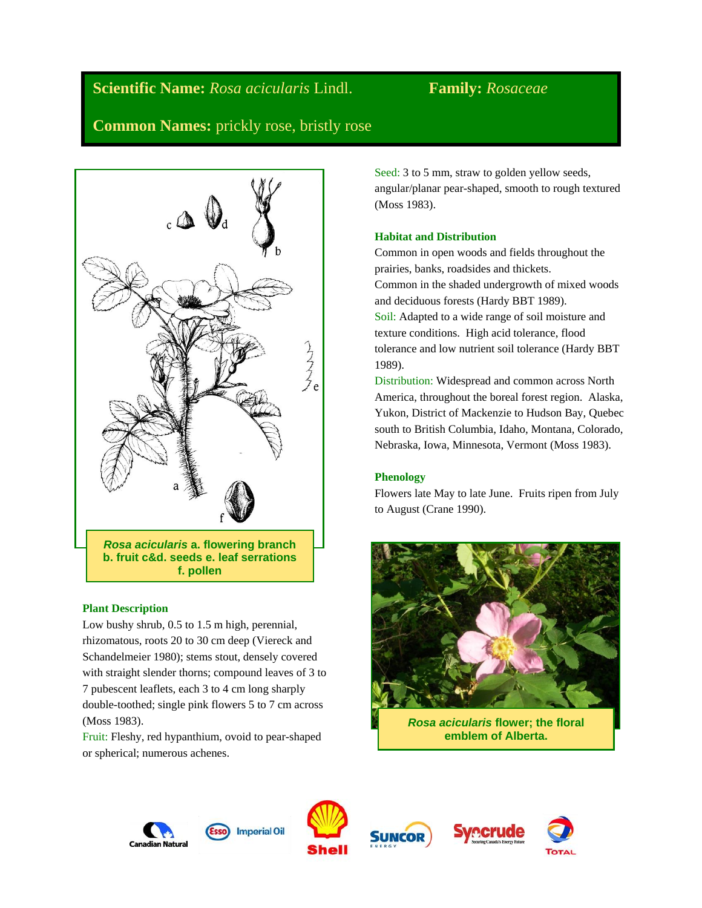**Scientific Name:** *Rosa acicularis* Lindl. **Family:** *Rosaceae*

**Common Names:** prickly rose, bristly rose

***Rosa acicularis*** **a. flowering branch b. fruit c&d. seeds e. leaf serrations f. pollen**

### Plant Description

Low bushy shrub, 0.5 to 1.5 m high, perennial, rhizomatous, roots 20 to 30 cm deep (Viereck and Schandelmeier 1980); stems stout, densely covered with straight slender thorns; compound leaves of 3 to 7 pubescent leaflets, each 3 to 4 cm long sharply double-toothed; single pink flowers 5 to 7 cm across (Moss 1983).

Fruit: Fleshy, red hypanthium, ovoid to pear-shaped or spherical; numerous achenes.

Seed: 3 to 5 mm, straw to golden yellow seeds, angular/planar pear-shaped, smooth to rough textured (Moss 1983).

### Habitat and Distribution

Common in open woods and fields throughout the prairies, banks, roadsides and thickets.

Common in the shaded undergrowth of mixed woods and deciduous forests (Hardy BBT 1989).

Soil: Adapted to a wide range of soil moisture and texture conditions. High acid tolerance, flood tolerance and low nutrient soil tolerance (Hardy BBT 1989).

Distribution: Widespread and common across North America, throughout the boreal forest region. Alaska, Yukon, District of Mackenzie to Hudson Bay, Quebec south to British Columbia, Idaho, Montana, Colorado, Nebraska, Iowa, Minnesota, Vermont (Moss 1983).

### Phenology

Flowers late May to late June. Fruits ripen from July to August (Crane 1990).

***Rosa acicularis*** **flower; the floral emblem of Alberta.**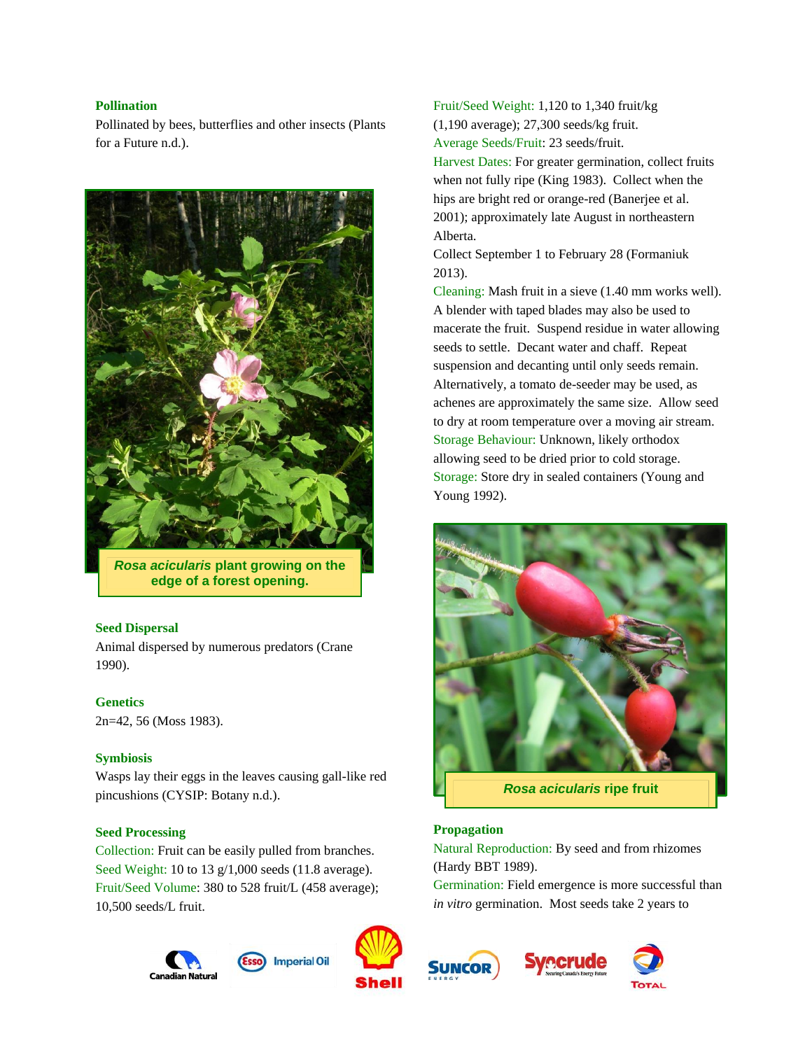### Pollination

Pollinated by bees, butterflies and other insects (Plants for a Future n.d.).

*Rosa acicularis* plant growing on the edge of a forest opening.

### Seed Dispersal

Animal dispersed by numerous predators (Crane 1990).

### Genetics

2n=42, 56 (Moss 1983).

### Symbiosis

Wasps lay their eggs in the leaves causing gall-like red pincushions (CYSIP: Botany n.d.).

### Seed Processing

Collection: Fruit can be easily pulled from branches.
Seed Weight: 10 to 13 g/1,000 seeds (11.8 average).
Fruit/Seed Volume: 380 to 528 fruit/L (458 average); 10,500 seeds/L fruit.
Fruit/Seed Weight: 1,120 to 1,340 fruit/kg (1,190 average); 27,300 seeds/kg fruit.
Average Seeds/Fruit: 23 seeds/fruit.
Harvest Dates: For greater germination, collect fruits when not fully ripe (King 1983). Collect when the hips are bright red or orange-red (Banerjee et al. 2001); approximately late August in northeastern Alberta.
Collect September 1 to February 28 (Formaniuk 2013).
Cleaning: Mash fruit in a sieve (1.40 mm works well). A blender with taped blades may also be used to macerate the fruit. Suspend residue in water allowing seeds to settle. Decant water and chaff. Repeat suspension and decanting until only seeds remain. Alternatively, a tomato de-seeder may be used, as achenes are approximately the same size. Allow seed to dry at room temperature over a moving air stream.
Storage Behaviour: Unknown, likely orthodox allowing seed to be dried prior to cold storage.
Storage: Store dry in sealed containers (Young and Young 1992).

*Rosa acicularis* ripe fruit

### Propagation

Natural Reproduction: By seed and from rhizomes (Hardy BBT 1989).
Germination: Field emergence is more successful than *in vitro* germination. Most seeds take 2 years to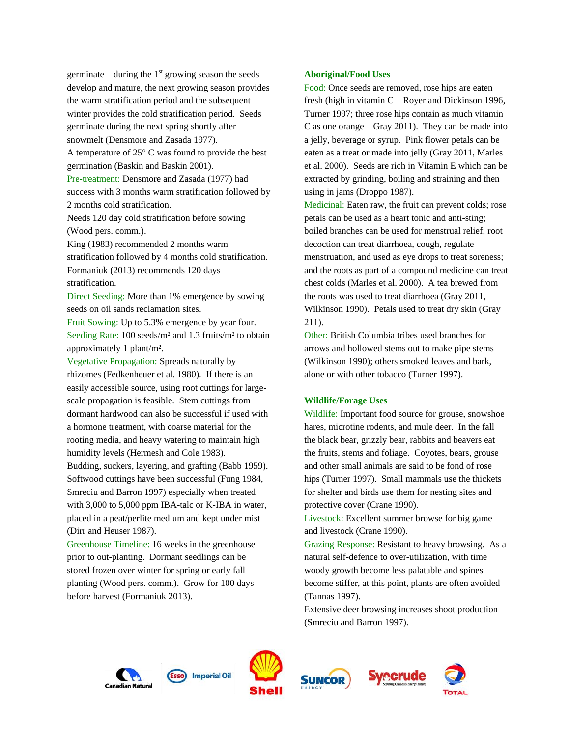germinate – during the 1st growing season the seeds develop and mature, the next growing season provides the warm stratification period and the subsequent winter provides the cold stratification period. Seeds germinate during the next spring shortly after snowmelt (Densmore and Zasada 1977).

A temperature of 25° C was found to provide the best germination (Baskin and Baskin 2001).

Pre-treatment: Densmore and Zasada (1977) had success with 3 months warm stratification followed by 2 months cold stratification.

Needs 120 day cold stratification before sowing (Wood pers. comm.).

King (1983) recommended 2 months warm stratification followed by 4 months cold stratification.

Formaniuk (2013) recommends 120 days stratification.

Direct Seeding: More than 1% emergence by sowing seeds on oil sands reclamation sites.

Fruit Sowing: Up to 5.3% emergence by year four.

Seeding Rate: 100 seeds/m² and 1.3 fruits/m² to obtain approximately 1 plant/m².

Vegetative Propagation: Spreads naturally by rhizomes (Fedkenheuer et al. 1980). If there is an easily accessible source, using root cuttings for large-scale propagation is feasible. Stem cuttings from dormant hardwood can also be successful if used with a hormone treatment, with coarse material for the rooting media, and heavy watering to maintain high humidity levels (Hermesh and Cole 1983).

Budding, suckers, layering, and grafting (Babb 1959).

Softwood cuttings have been successful (Fung 1984, Smreciu and Barron 1997) especially when treated with 3,000 to 5,000 ppm IBA-talc or K-IBA in water, placed in a peat/perlite medium and kept under mist (Dirr and Heuser 1987).

Greenhouse Timeline: 16 weeks in the greenhouse prior to out-planting. Dormant seedlings can be stored frozen over winter for spring or early fall planting (Wood pers. comm.). Grow for 100 days before harvest (Formaniuk 2013).

## Aboriginal/Food Uses

Food: Once seeds are removed, rose hips are eaten fresh (high in vitamin C – Royer and Dickinson 1996, Turner 1997; three rose hips contain as much vitamin C as one orange – Gray 2011). They can be made into a jelly, beverage or syrup. Pink flower petals can be eaten as a treat or made into jelly (Gray 2011, Marles et al. 2000). Seeds are rich in Vitamin E which can be extracted by grinding, boiling and straining and then using in jams (Droppo 1987).

Medicinal: Eaten raw, the fruit can prevent colds; rose petals can be used as a heart tonic and anti-sting; boiled branches can be used for menstrual relief; root decoction can treat diarrhoea, cough, regulate menstruation, and used as eye drops to treat soreness; and the roots as part of a compound medicine can treat chest colds (Marles et al. 2000). A tea brewed from the roots was used to treat diarrhoea (Gray 2011, Wilkinson 1990). Petals used to treat dry skin (Gray 211).

Other: British Columbia tribes used branches for arrows and hollowed stems out to make pipe stems (Wilkinson 1990); others smoked leaves and bark, alone or with other tobacco (Turner 1997).

## Wildlife/Forage Uses

Wildlife: Important food source for grouse, snowshoe hares, microtine rodents, and mule deer. In the fall the black bear, grizzly bear, rabbits and beavers eat the fruits, stems and foliage. Coyotes, bears, grouse and other small animals are said to be fond of rose hips (Turner 1997). Small mammals use the thickets for shelter and birds use them for nesting sites and protective cover (Crane 1990).

Livestock: Excellent summer browse for big game and livestock (Crane 1990).

Grazing Response: Resistant to heavy browsing. As a natural self-defence to over-utilization, with time woody growth become less palatable and spines become stiffer, at this point, plants are often avoided (Tannas 1997).

Extensive deer browsing increases shoot production (Smreciu and Barron 1997).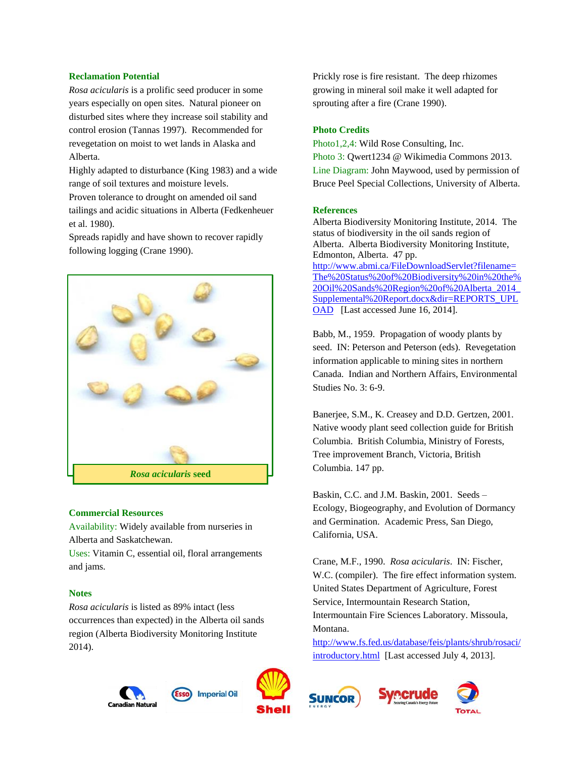### Reclamation Potential

*Rosa acicularis* is a prolific seed producer in some years especially on open sites. Natural pioneer on disturbed sites where they increase soil stability and control erosion (Tannas 1997). Recommended for revegetation on moist to wet lands in Alaska and Alberta.

Highly adapted to disturbance (King 1983) and a wide range of soil textures and moisture levels.

Proven tolerance to drought on amended oil sand tailings and acidic situations in Alberta (Fedkenheuer et al. 1980).

Spreads rapidly and have shown to recover rapidly following logging (Crane 1990).

*Rosa acicularis* seed

### Commercial Resources

Availability: Widely available from nurseries in Alberta and Saskatchewan.

Uses: Vitamin C, essential oil, floral arrangements and jams.

### Notes

*Rosa acicularis* is listed as 89% intact (less occurrences than expected) in the Alberta oil sands region (Alberta Biodiversity Monitoring Institute 2014).

Prickly rose is fire resistant. The deep rhizomes growing in mineral soil make it well adapted for sprouting after a fire (Crane 1990).

### Photo Credits

Photo1,2,4: Wild Rose Consulting, Inc.

Photo 3: Qwert1234 @ Wikimedia Commons 2013.

Line Diagram: John Maywood, used by permission of Bruce Peel Special Collections, University of Alberta.

### References

Alberta Biodiversity Monitoring Institute, 2014. The status of biodiversity in the oil sands region of Alberta. Alberta Biodiversity Monitoring Institute, Edmonton, Alberta. 47 pp. http://www.abmi.ca/FileDownloadServlet?filename=The%20Status%20of%20Biodiversity%20in%20the%20Oil%20Sands%20Region%20of%20Alberta_2014_Supplemental%20Report.docx&dir=REPORTS_UPLOAD [Last accessed June 16, 2014].

Babb, M., 1959. Propagation of woody plants by seed. IN: Peterson and Peterson (eds). Revegetation information applicable to mining sites in northern Canada. Indian and Northern Affairs, Environmental Studies No. 3: 6-9.

Banerjee, S.M., K. Creasey and D.D. Gertzen, 2001. Native woody plant seed collection guide for British Columbia. British Columbia, Ministry of Forests, Tree improvement Branch, Victoria, British Columbia. 147 pp.

Baskin, C.C. and J.M. Baskin, 2001. Seeds – Ecology, Biogeography, and Evolution of Dormancy and Germination. Academic Press, San Diego, California, USA.

Crane, M.F., 1990. *Rosa acicularis*. IN: Fischer, W.C. (compiler). The fire effect information system. United States Department of Agriculture, Forest Service, Intermountain Research Station, Intermountain Fire Sciences Laboratory. Missoula, Montana. http://www.fs.fed.us/database/feis/plants/shrub/rosaci/introductory.html [Last accessed July 4, 2013].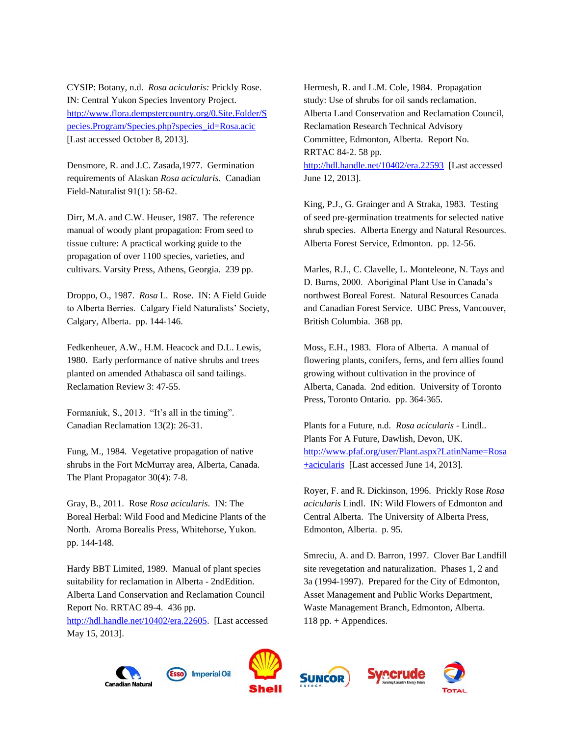CYSIP: Botany, n.d. *Rosa acicularis:* Prickly Rose. IN: Central Yukon Species Inventory Project. http://www.flora.dempstercountry.org/0.Site.Folder/Species.Program/Species.php?species_id=Rosa.acic [Last accessed October 8, 2013].

Densmore, R. and J.C. Zasada,1977. Germination requirements of Alaskan *Rosa acicularis*. Canadian Field-Naturalist 91(1): 58-62.

Dirr, M.A. and C.W. Heuser, 1987. The reference manual of woody plant propagation: From seed to tissue culture: A practical working guide to the propagation of over 1100 species, varieties, and cultivars. Varsity Press, Athens, Georgia. 239 pp.

Droppo, O., 1987. *Rosa* L. Rose. IN: A Field Guide to Alberta Berries. Calgary Field Naturalists' Society, Calgary, Alberta. pp. 144-146.

Fedkenheuer, A.W., H.M. Heacock and D.L. Lewis, 1980. Early performance of native shrubs and trees planted on amended Athabasca oil sand tailings. Reclamation Review 3: 47-55.

Formaniuk, S., 2013. "It's all in the timing". Canadian Reclamation 13(2): 26-31.

Fung, M., 1984. Vegetative propagation of native shrubs in the Fort McMurray area, Alberta, Canada. The Plant Propagator 30(4): 7-8.

Gray, B., 2011. Rose *Rosa acicularis*. IN: The Boreal Herbal: Wild Food and Medicine Plants of the North. Aroma Borealis Press, Whitehorse, Yukon. pp. 144-148.

Hardy BBT Limited, 1989. Manual of plant species suitability for reclamation in Alberta - 2ndEdition. Alberta Land Conservation and Reclamation Council Report No. RRTAC 89-4. 436 pp. http://hdl.handle.net/10402/era.22605. [Last accessed May 15, 2013].

Hermesh, R. and L.M. Cole, 1984. Propagation study: Use of shrubs for oil sands reclamation. Alberta Land Conservation and Reclamation Council, Reclamation Research Technical Advisory Committee, Edmonton, Alberta. Report No. RRTAC 84-2. 58 pp. http://hdl.handle.net/10402/era.22593 [Last accessed June 12, 2013].

King, P.J., G. Grainger and A Straka, 1983. Testing of seed pre-germination treatments for selected native shrub species. Alberta Energy and Natural Resources. Alberta Forest Service, Edmonton. pp. 12-56.

Marles, R.J., C. Clavelle, L. Monteleone, N. Tays and D. Burns, 2000. Aboriginal Plant Use in Canada's northwest Boreal Forest. Natural Resources Canada and Canadian Forest Service. UBC Press, Vancouver, British Columbia. 368 pp.

Moss, E.H., 1983. Flora of Alberta. A manual of flowering plants, conifers, ferns, and fern allies found growing without cultivation in the province of Alberta, Canada. 2nd edition. University of Toronto Press, Toronto Ontario. pp. 364-365.

Plants for a Future, n.d. *Rosa acicularis* - Lindl.. Plants For A Future, Dawlish, Devon, UK. http://www.pfaf.org/user/Plant.aspx?LatinName=Rosa+acicularis [Last accessed June 14, 2013].

Royer, F. and R. Dickinson, 1996. Prickly Rose *Rosa acicularis* Lindl. IN: Wild Flowers of Edmonton and Central Alberta. The University of Alberta Press, Edmonton, Alberta. p. 95.

Smreciu, A. and D. Barron, 1997. Clover Bar Landfill site revegetation and naturalization. Phases 1, 2 and 3a (1994-1997). Prepared for the City of Edmonton, Asset Management and Public Works Department, Waste Management Branch, Edmonton, Alberta. 118 pp. + Appendices.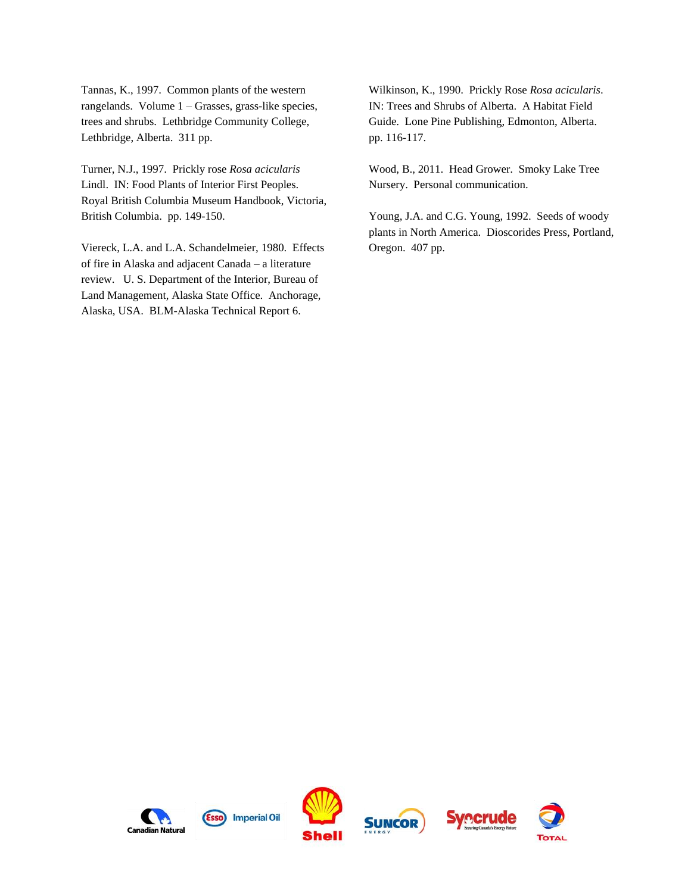Tannas, K., 1997. Common plants of the western rangelands. Volume 1 – Grasses, grass-like species, trees and shrubs. Lethbridge Community College, Lethbridge, Alberta. 311 pp.

Turner, N.J., 1997. Prickly rose *Rosa acicularis* Lindl. IN: Food Plants of Interior First Peoples. Royal British Columbia Museum Handbook, Victoria, British Columbia. pp. 149-150.

Viereck, L.A. and L.A. Schandelmeier, 1980. Effects of fire in Alaska and adjacent Canada – a literature review. U. S. Department of the Interior, Bureau of Land Management, Alaska State Office. Anchorage, Alaska, USA. BLM-Alaska Technical Report 6.

Wilkinson, K., 1990. Prickly Rose *Rosa acicularis*. IN: Trees and Shrubs of Alberta. A Habitat Field Guide. Lone Pine Publishing, Edmonton, Alberta. pp. 116-117.

Wood, B., 2011. Head Grower. Smoky Lake Tree Nursery. Personal communication.

Young, J.A. and C.G. Young, 1992. Seeds of woody plants in North America. Dioscorides Press, Portland, Oregon. 407 pp.